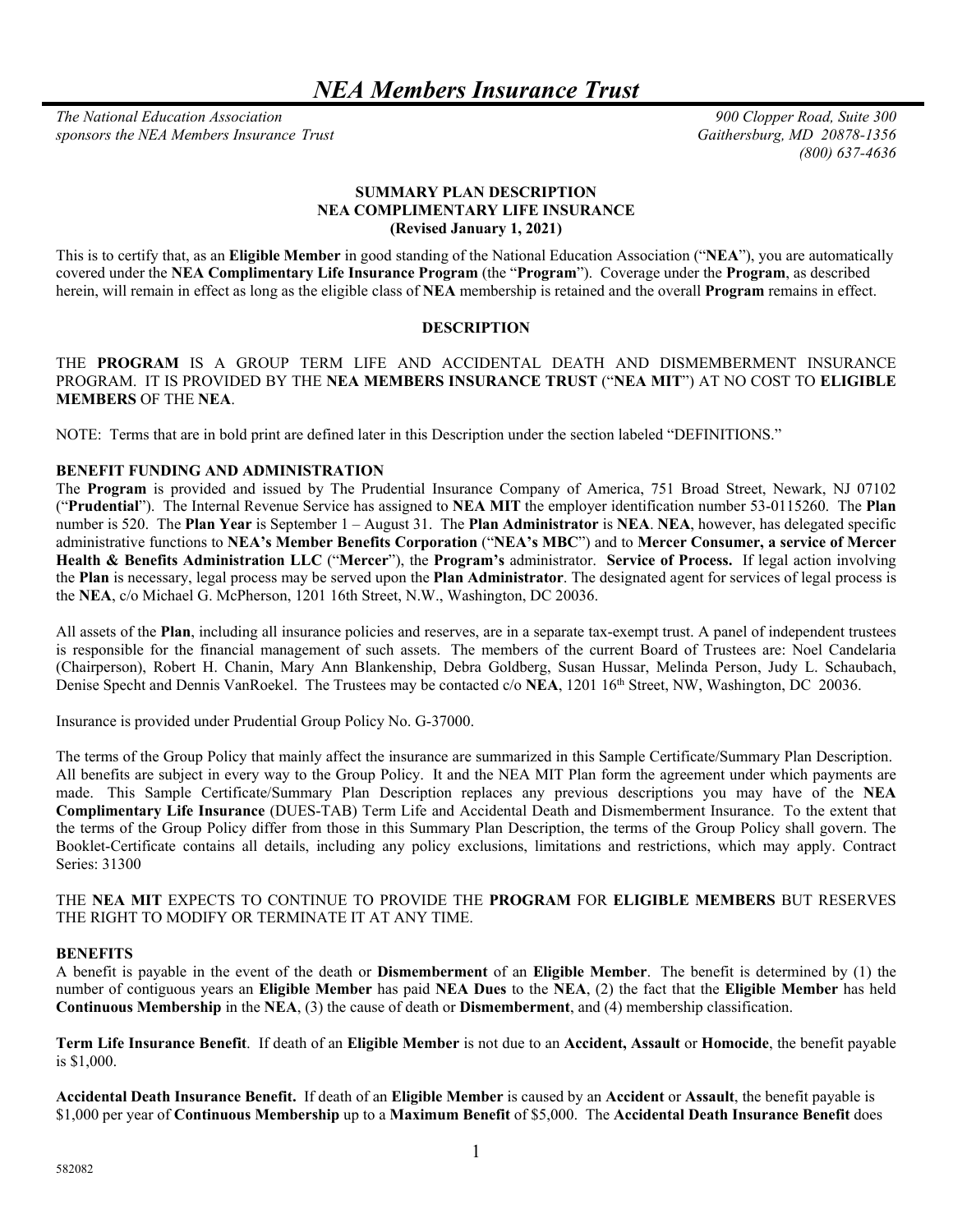# *NEA Members Insurance Trust*

*The National Education Association sponsors the NEA Members Insurance Trust*

*900 Clopper Road, Suite 300*
*Gaithersburg, MD 20878-1356*
*(800) 637-4636*

**SUMMARY PLAN DESCRIPTION**
**NEA COMPLIMENTARY LIFE INSURANCE**
**(Revised January 1, 2021)**

This is to certify that, as an **Eligible Member** in good standing of the National Education Association ("**NEA**"), you are automatically covered under the **NEA Complimentary Life Insurance Program** (the "**Program**"). Coverage under the **Program**, as described herein, will remain in effect as long as the eligible class of **NEA** membership is retained and the overall **Program** remains in effect.

## DESCRIPTION

THE **PROGRAM** IS A GROUP TERM LIFE AND ACCIDENTAL DEATH AND DISMEMBERMENT INSURANCE PROGRAM. IT IS PROVIDED BY THE **NEA MEMBERS INSURANCE TRUST** ("**NEA MIT**") AT NO COST TO **ELIGIBLE MEMBERS** OF THE **NEA**.

NOTE: Terms that are in bold print are defined later in this Description under the section labeled "DEFINITIONS."

### BENEFIT FUNDING AND ADMINISTRATION

The **Program** is provided and issued by The Prudential Insurance Company of America, 751 Broad Street, Newark, NJ 07102 ("**Prudential**"). The Internal Revenue Service has assigned to **NEA MIT** the employer identification number 53-0115260. The **Plan** number is 520. The **Plan Year** is September 1 – August 31. The **Plan Administrator** is **NEA**. **NEA**, however, has delegated specific administrative functions to **NEA's Member Benefits Corporation** ("**NEA's MBC**") and to **Mercer Consumer, a service of Mercer Health & Benefits Administration LLC** ("**Mercer**"), the **Program's** administrator. **Service of Process.** If legal action involving the **Plan** is necessary, legal process may be served upon the **Plan Administrator**. The designated agent for services of legal process is the **NEA**, c/o Michael G. McPherson, 1201 16th Street, N.W., Washington, DC 20036.

All assets of the **Plan**, including all insurance policies and reserves, are in a separate tax-exempt trust. A panel of independent trustees is responsible for the financial management of such assets. The members of the current Board of Trustees are: Noel Candelaria (Chairperson), Robert H. Chanin, Mary Ann Blankenship, Debra Goldberg, Susan Hussar, Melinda Person, Judy L. Schaubach, Denise Specht and Dennis VanRoekel. The Trustees may be contacted c/o **NEA**, 1201 16th Street, NW, Washington, DC 20036.

Insurance is provided under Prudential Group Policy No. G-37000.

The terms of the Group Policy that mainly affect the insurance are summarized in this Sample Certificate/Summary Plan Description. All benefits are subject in every way to the Group Policy. It and the NEA MIT Plan form the agreement under which payments are made. This Sample Certificate/Summary Plan Description replaces any previous descriptions you may have of the **NEA Complimentary Life Insurance** (DUES-TAB) Term Life and Accidental Death and Dismemberment Insurance. To the extent that the terms of the Group Policy differ from those in this Summary Plan Description, the terms of the Group Policy shall govern. The Booklet-Certificate contains all details, including any policy exclusions, limitations and restrictions, which may apply. Contract Series: 31300

THE **NEA MIT** EXPECTS TO CONTINUE TO PROVIDE THE **PROGRAM** FOR **ELIGIBLE MEMBERS** BUT RESERVES THE RIGHT TO MODIFY OR TERMINATE IT AT ANY TIME.

### BENEFITS

A benefit is payable in the event of the death or **Dismemberment** of an **Eligible Member**. The benefit is determined by (1) the number of contiguous years an **Eligible Member** has paid **NEA Dues** to the **NEA**, (2) the fact that the **Eligible Member** has held **Continuous Membership** in the **NEA**, (3) the cause of death or **Dismemberment**, and (4) membership classification.

**Term Life Insurance Benefit**. If death of an **Eligible Member** is not due to an **Accident, Assault** or **Homocide**, the benefit payable is $1,000.

**Accidental Death Insurance Benefit.** If death of an **Eligible Member** is caused by an **Accident** or **Assault**, the benefit payable is $1,000 per year of **Continuous Membership** up to a **Maximum Benefit** of $5,000. The **Accidental Death Insurance Benefit** does

582082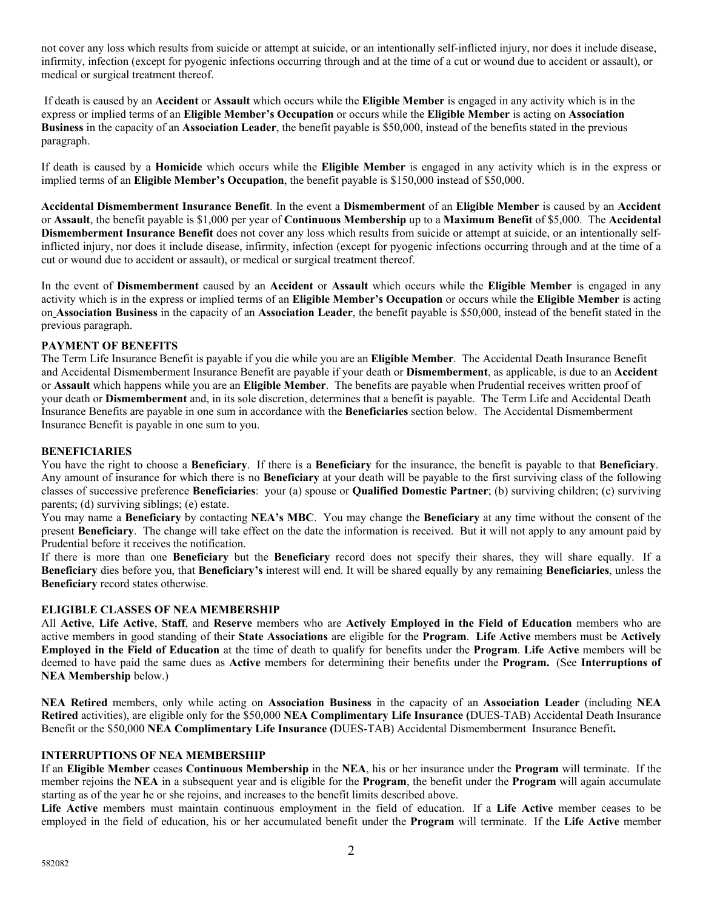not cover any loss which results from suicide or attempt at suicide, or an intentionally self-inflicted injury, nor does it include disease, infirmity, infection (except for pyogenic infections occurring through and at the time of a cut or wound due to accident or assault), or medical or surgical treatment thereof.

If death is caused by an **Accident** or **Assault** which occurs while the **Eligible Member** is engaged in any activity which is in the express or implied terms of an **Eligible Member's Occupation** or occurs while the **Eligible Member** is acting on **Association Business** in the capacity of an **Association Leader**, the benefit payable is $50,000, instead of the benefits stated in the previous paragraph.

If death is caused by a **Homicide** which occurs while the **Eligible Member** is engaged in any activity which is in the express or implied terms of an **Eligible Member's Occupation**, the benefit payable is $150,000 instead of $50,000.

**Accidental Dismemberment Insurance Benefit**. In the event a **Dismemberment** of an **Eligible Member** is caused by an **Accident** or **Assault**, the benefit payable is $1,000 per year of **Continuous Membership** up to a **Maximum Benefit** of $5,000. The **Accidental Dismemberment Insurance Benefit** does not cover any loss which results from suicide or attempt at suicide, or an intentionally self-inflicted injury, nor does it include disease, infirmity, infection (except for pyogenic infections occurring through and at the time of a cut or wound due to accident or assault), or medical or surgical treatment thereof.

In the event of **Dismemberment** caused by an **Accident** or **Assault** which occurs while the **Eligible Member** is engaged in any activity which is in the express or implied terms of an **Eligible Member's Occupation** or occurs while the **Eligible Member** is acting on **Association Business** in the capacity of an **Association Leader**, the benefit payable is $50,000, instead of the benefit stated in the previous paragraph.

**PAYMENT OF BENEFITS**

The Term Life Insurance Benefit is payable if you die while you are an **Eligible Member**. The Accidental Death Insurance Benefit and Accidental Dismemberment Insurance Benefit are payable if your death or **Dismemberment**, as applicable, is due to an **Accident** or **Assault** which happens while you are an **Eligible Member**. The benefits are payable when Prudential receives written proof of your death or **Dismemberment** and, in its sole discretion, determines that a benefit is payable. The Term Life and Accidental Death Insurance Benefits are payable in one sum in accordance with the **Beneficiaries** section below. The Accidental Dismemberment Insurance Benefit is payable in one sum to you.

**BENEFICIARIES**

You have the right to choose a **Beneficiary**. If there is a **Beneficiary** for the insurance, the benefit is payable to that **Beneficiary**. Any amount of insurance for which there is no **Beneficiary** at your death will be payable to the first surviving class of the following classes of successive preference **Beneficiaries**: your (a) spouse or **Qualified Domestic Partner**; (b) surviving children; (c) surviving parents; (d) surviving siblings; (e) estate.

You may name a **Beneficiary** by contacting **NEA's MBC**. You may change the **Beneficiary** at any time without the consent of the present **Beneficiary**. The change will take effect on the date the information is received. But it will not apply to any amount paid by Prudential before it receives the notification.

If there is more than one **Beneficiary** but the **Beneficiary** record does not specify their shares, they will share equally. If a **Beneficiary** dies before you, that **Beneficiary's** interest will end. It will be shared equally by any remaining **Beneficiaries**, unless the **Beneficiary** record states otherwise.

**ELIGIBLE CLASSES OF NEA MEMBERSHIP**

All **Active**, **Life Active**, **Staff**, and **Reserve** members who are **Actively Employed in the Field of Education** members who are active members in good standing of their **State Associations** are eligible for the **Program**. **Life Active** members must be **Actively Employed in the Field of Education** at the time of death to qualify for benefits under the **Program**. **Life Active** members will be deemed to have paid the same dues as **Active** members for determining their benefits under the **Program.** (See **Interruptions of NEA Membership** below.)

**NEA Retired** members, only while acting on **Association Business** in the capacity of an **Association Leader** (including **NEA Retired** activities), are eligible only for the $50,000 **NEA Complimentary Life Insurance (**DUES-TAB) Accidental Death Insurance Benefit or the $50,000 **NEA Complimentary Life Insurance (**DUES-TAB) Accidental Dismemberment Insurance Benefit**.**

**INTERRUPTIONS OF NEA MEMBERSHIP**

If an **Eligible Member** ceases **Continuous Membership** in the **NEA**, his or her insurance under the **Program** will terminate. If the member rejoins the **NEA** in a subsequent year and is eligible for the **Program**, the benefit under the **Program** will again accumulate starting as of the year he or she rejoins, and increases to the benefit limits described above.

**Life Active** members must maintain continuous employment in the field of education. If a **Life Active** member ceases to be employed in the field of education, his or her accumulated benefit under the **Program** will terminate. If the **Life Active** member

582082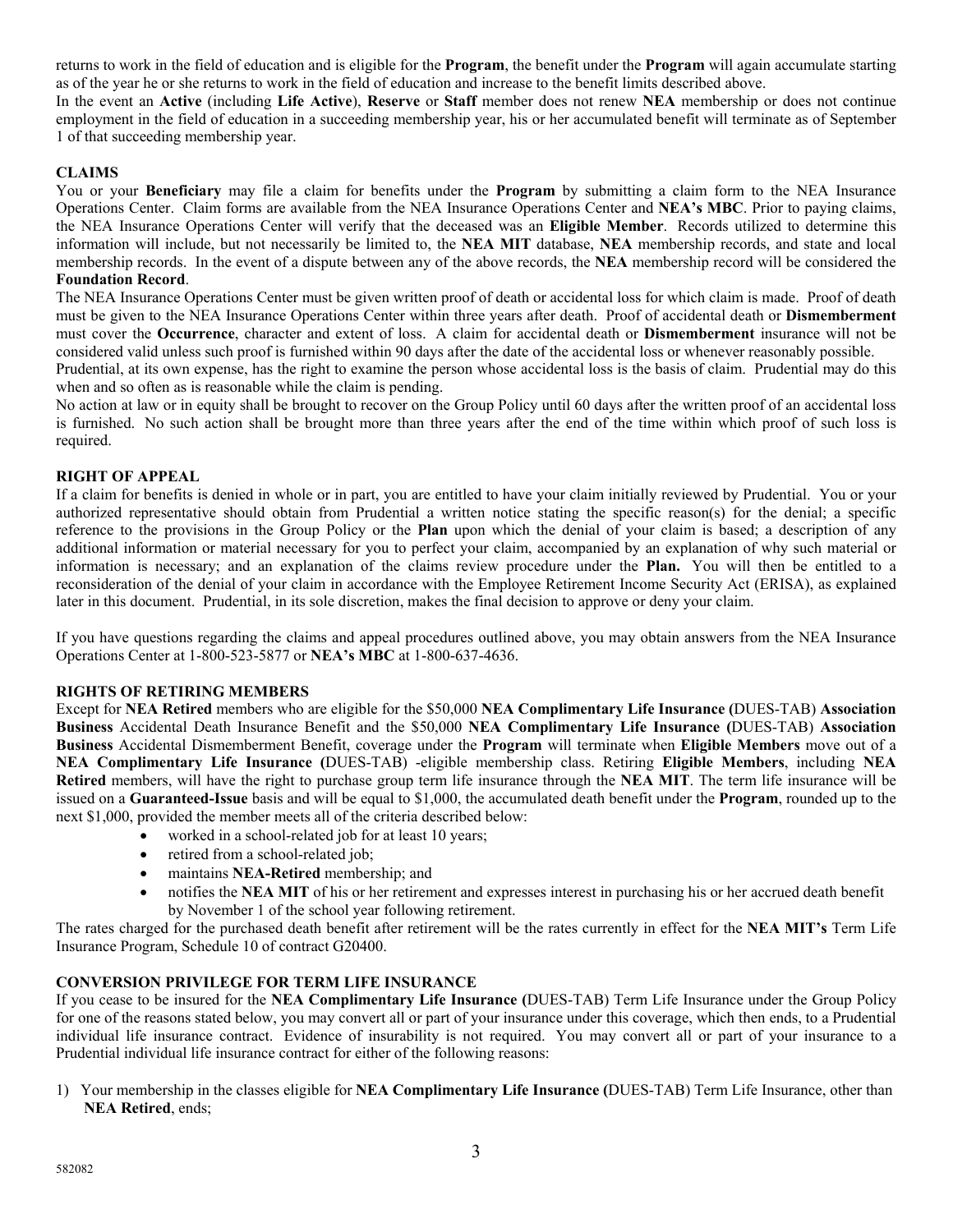returns to work in the field of education and is eligible for the **Program**, the benefit under the **Program** will again accumulate starting as of the year he or she returns to work in the field of education and increase to the benefit limits described above.

In the event an **Active** (including **Life Active**), **Reserve** or **Staff** member does not renew **NEA** membership or does not continue employment in the field of education in a succeeding membership year, his or her accumulated benefit will terminate as of September 1 of that succeeding membership year.

## CLAIMS

You or your **Beneficiary** may file a claim for benefits under the **Program** by submitting a claim form to the NEA Insurance Operations Center. Claim forms are available from the NEA Insurance Operations Center and **NEA's MBC**. Prior to paying claims, the NEA Insurance Operations Center will verify that the deceased was an **Eligible Member**. Records utilized to determine this information will include, but not necessarily be limited to, the **NEA MIT** database, **NEA** membership records, and state and local membership records. In the event of a dispute between any of the above records, the **NEA** membership record will be considered the **Foundation Record**.

The NEA Insurance Operations Center must be given written proof of death or accidental loss for which claim is made. Proof of death must be given to the NEA Insurance Operations Center within three years after death. Proof of accidental death or **Dismemberment** must cover the **Occurrence**, character and extent of loss. A claim for accidental death or **Dismemberment** insurance will not be considered valid unless such proof is furnished within 90 days after the date of the accidental loss or whenever reasonably possible.

Prudential, at its own expense, has the right to examine the person whose accidental loss is the basis of claim. Prudential may do this when and so often as is reasonable while the claim is pending.

No action at law or in equity shall be brought to recover on the Group Policy until 60 days after the written proof of an accidental loss is furnished. No such action shall be brought more than three years after the end of the time within which proof of such loss is required.

## RIGHT OF APPEAL

If a claim for benefits is denied in whole or in part, you are entitled to have your claim initially reviewed by Prudential. You or your authorized representative should obtain from Prudential a written notice stating the specific reason(s) for the denial; a specific reference to the provisions in the Group Policy or the **Plan** upon which the denial of your claim is based; a description of any additional information or material necessary for you to perfect your claim, accompanied by an explanation of why such material or information is necessary; and an explanation of the claims review procedure under the **Plan.** You will then be entitled to a reconsideration of the denial of your claim in accordance with the Employee Retirement Income Security Act (ERISA), as explained later in this document. Prudential, in its sole discretion, makes the final decision to approve or deny your claim.

If you have questions regarding the claims and appeal procedures outlined above, you may obtain answers from the NEA Insurance Operations Center at 1-800-523-5877 or **NEA's MBC** at 1-800-637-4636.

## RIGHTS OF RETIRING MEMBERS

Except for **NEA Retired** members who are eligible for the $50,000 **NEA Complimentary Life Insurance (**DUES-TAB) **Association Business** Accidental Death Insurance Benefit and the $50,000 **NEA Complimentary Life Insurance (**DUES-TAB) **Association Business** Accidental Dismemberment Benefit, coverage under the **Program** will terminate when **Eligible Members** move out of a **NEA Complimentary Life Insurance (**DUES-TAB) -eligible membership class. Retiring **Eligible Members**, including **NEA Retired** members, will have the right to purchase group term life insurance through the **NEA MIT**. The term life insurance will be issued on a **Guaranteed-Issue** basis and will be equal to $1,000, the accumulated death benefit under the **Program**, rounded up to the next $1,000, provided the member meets all of the criteria described below:

- worked in a school-related job for at least 10 years;
- retired from a school-related job;
- maintains **NEA-Retired** membership; and
- notifies the **NEA MIT** of his or her retirement and expresses interest in purchasing his or her accrued death benefit by November 1 of the school year following retirement.

The rates charged for the purchased death benefit after retirement will be the rates currently in effect for the **NEA MIT's** Term Life Insurance Program, Schedule 10 of contract G20400.

## CONVERSION PRIVILEGE FOR TERM LIFE INSURANCE

If you cease to be insured for the **NEA Complimentary Life Insurance (**DUES-TAB) Term Life Insurance under the Group Policy for one of the reasons stated below, you may convert all or part of your insurance under this coverage, which then ends, to a Prudential individual life insurance contract. Evidence of insurability is not required. You may convert all or part of your insurance to a Prudential individual life insurance contract for either of the following reasons:

1) Your membership in the classes eligible for **NEA Complimentary Life Insurance (**DUES-TAB) Term Life Insurance, other than **NEA Retired**, ends;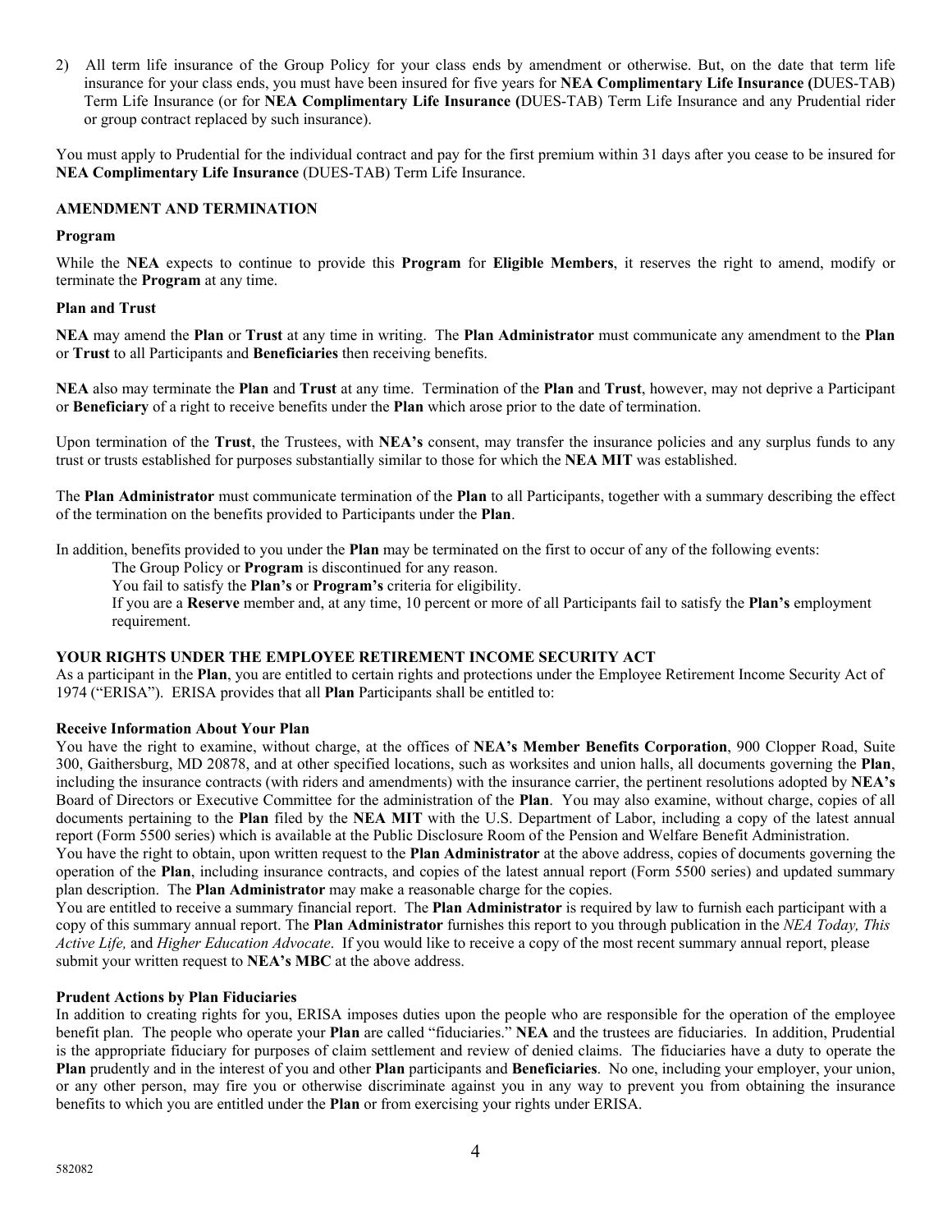2) All term life insurance of the Group Policy for your class ends by amendment or otherwise. But, on the date that term life insurance for your class ends, you must have been insured for five years for **NEA Complimentary Life Insurance (**DUES-TAB) Term Life Insurance (or for **NEA Complimentary Life Insurance (**DUES-TAB) Term Life Insurance and any Prudential rider or group contract replaced by such insurance).

You must apply to Prudential for the individual contract and pay for the first premium within 31 days after you cease to be insured for **NEA Complimentary Life Insurance** (DUES-TAB) Term Life Insurance.

## AMENDMENT AND TERMINATION

### Program

While the **NEA** expects to continue to provide this **Program** for **Eligible Members**, it reserves the right to amend, modify or terminate the **Program** at any time.

### Plan and Trust

**NEA** may amend the **Plan** or **Trust** at any time in writing. The **Plan Administrator** must communicate any amendment to the **Plan** or **Trust** to all Participants and **Beneficiaries** then receiving benefits.

**NEA** also may terminate the **Plan** and **Trust** at any time. Termination of the **Plan** and **Trust**, however, may not deprive a Participant or **Beneficiary** of a right to receive benefits under the **Plan** which arose prior to the date of termination.

Upon termination of the **Trust**, the Trustees, with **NEA's** consent, may transfer the insurance policies and any surplus funds to any trust or trusts established for purposes substantially similar to those for which the **NEA MIT** was established.

The **Plan Administrator** must communicate termination of the **Plan** to all Participants, together with a summary describing the effect of the termination on the benefits provided to Participants under the **Plan**.

In addition, benefits provided to you under the **Plan** may be terminated on the first to occur of any of the following events:

- The Group Policy or **Program** is discontinued for any reason.
- You fail to satisfy the **Plan's** or **Program's** criteria for eligibility.
- If you are a **Reserve** member and, at any time, 10 percent or more of all Participants fail to satisfy the **Plan's** employment requirement.

## YOUR RIGHTS UNDER THE EMPLOYEE RETIREMENT INCOME SECURITY ACT

As a participant in the **Plan**, you are entitled to certain rights and protections under the Employee Retirement Income Security Act of 1974 ("ERISA"). ERISA provides that all **Plan** Participants shall be entitled to:

### Receive Information About Your Plan

You have the right to examine, without charge, at the offices of **NEA's Member Benefits Corporation**, 900 Clopper Road, Suite 300, Gaithersburg, MD 20878, and at other specified locations, such as worksites and union halls, all documents governing the **Plan**, including the insurance contracts (with riders and amendments) with the insurance carrier, the pertinent resolutions adopted by **NEA's** Board of Directors or Executive Committee for the administration of the **Plan**. You may also examine, without charge, copies of all documents pertaining to the **Plan** filed by the **NEA MIT** with the U.S. Department of Labor, including a copy of the latest annual report (Form 5500 series) which is available at the Public Disclosure Room of the Pension and Welfare Benefit Administration.

You have the right to obtain, upon written request to the **Plan Administrator** at the above address, copies of documents governing the operation of the **Plan**, including insurance contracts, and copies of the latest annual report (Form 5500 series) and updated summary plan description. The **Plan Administrator** may make a reasonable charge for the copies.

You are entitled to receive a summary financial report. The **Plan Administrator** is required by law to furnish each participant with a copy of this summary annual report. The **Plan Administrator** furnishes this report to you through publication in the *NEA Today, This Active Life,* and *Higher Education Advocate*. If you would like to receive a copy of the most recent summary annual report, please submit your written request to **NEA's MBC** at the above address.

### Prudent Actions by Plan Fiduciaries

In addition to creating rights for you, ERISA imposes duties upon the people who are responsible for the operation of the employee benefit plan. The people who operate your **Plan** are called "fiduciaries." **NEA** and the trustees are fiduciaries. In addition, Prudential is the appropriate fiduciary for purposes of claim settlement and review of denied claims. The fiduciaries have a duty to operate the **Plan** prudently and in the interest of you and other **Plan** participants and **Beneficiaries**. No one, including your employer, your union, or any other person, may fire you or otherwise discriminate against you in any way to prevent you from obtaining the insurance benefits to which you are entitled under the **Plan** or from exercising your rights under ERISA.

582082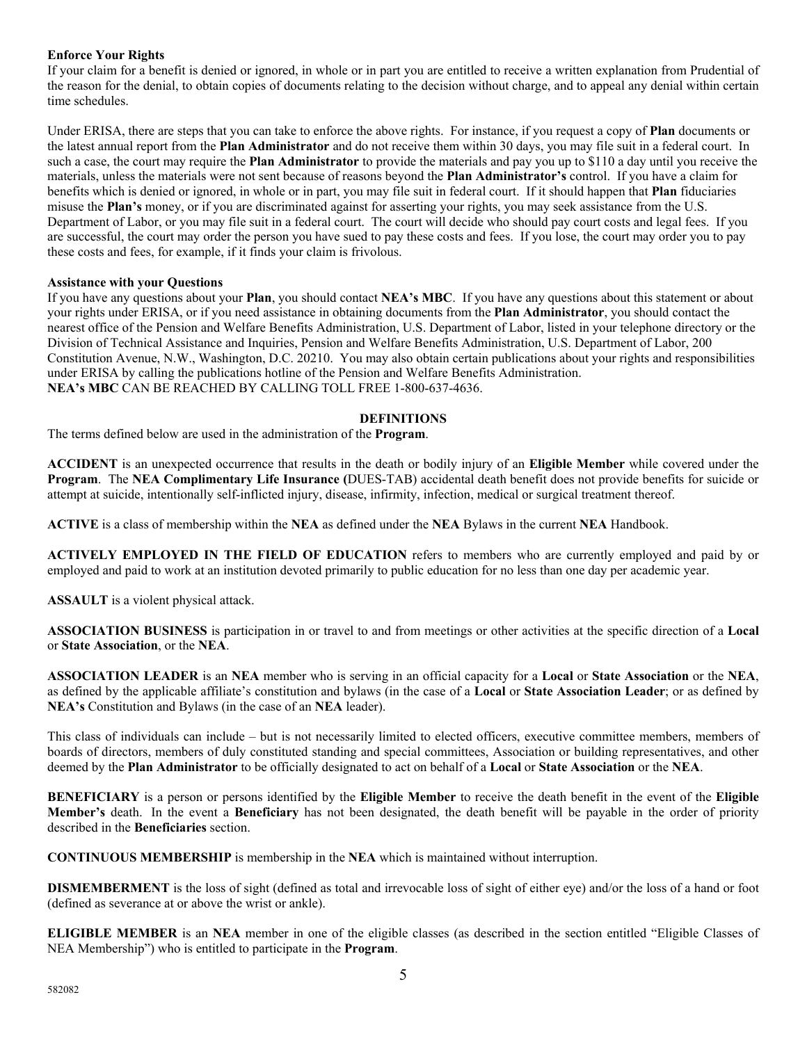**Enforce Your Rights**

If your claim for a benefit is denied or ignored, in whole or in part you are entitled to receive a written explanation from Prudential of the reason for the denial, to obtain copies of documents relating to the decision without charge, and to appeal any denial within certain time schedules.

Under ERISA, there are steps that you can take to enforce the above rights. For instance, if you request a copy of **Plan** documents or the latest annual report from the **Plan Administrator** and do not receive them within 30 days, you may file suit in a federal court. In such a case, the court may require the **Plan Administrator** to provide the materials and pay you up to $110 a day until you receive the materials, unless the materials were not sent because of reasons beyond the **Plan Administrator's** control. If you have a claim for benefits which is denied or ignored, in whole or in part, you may file suit in federal court. If it should happen that **Plan** fiduciaries misuse the **Plan's** money, or if you are discriminated against for asserting your rights, you may seek assistance from the U.S. Department of Labor, or you may file suit in a federal court. The court will decide who should pay court costs and legal fees. If you are successful, the court may order the person you have sued to pay these costs and fees. If you lose, the court may order you to pay these costs and fees, for example, if it finds your claim is frivolous.

**Assistance with your Questions**

If you have any questions about your **Plan**, you should contact **NEA's MBC**. If you have any questions about this statement or about your rights under ERISA, or if you need assistance in obtaining documents from the **Plan Administrator**, you should contact the nearest office of the Pension and Welfare Benefits Administration, U.S. Department of Labor, listed in your telephone directory or the Division of Technical Assistance and Inquiries, Pension and Welfare Benefits Administration, U.S. Department of Labor, 200 Constitution Avenue, N.W., Washington, D.C. 20210. You may also obtain certain publications about your rights and responsibilities under ERISA by calling the publications hotline of the Pension and Welfare Benefits Administration.
**NEA's MBC** CAN BE REACHED BY CALLING TOLL FREE 1-800-637-4636.

## DEFINITIONS

The terms defined below are used in the administration of the **Program**.

**ACCIDENT** is an unexpected occurrence that results in the death or bodily injury of an **Eligible Member** while covered under the **Program**. The **NEA Complimentary Life Insurance (**DUES-TAB) accidental death benefit does not provide benefits for suicide or attempt at suicide, intentionally self-inflicted injury, disease, infirmity, infection, medical or surgical treatment thereof.

**ACTIVE** is a class of membership within the **NEA** as defined under the **NEA** Bylaws in the current **NEA** Handbook.

**ACTIVELY EMPLOYED IN THE FIELD OF EDUCATION** refers to members who are currently employed and paid by or employed and paid to work at an institution devoted primarily to public education for no less than one day per academic year.

**ASSAULT** is a violent physical attack.

**ASSOCIATION BUSINESS** is participation in or travel to and from meetings or other activities at the specific direction of a **Local** or **State Association**, or the **NEA**.

**ASSOCIATION LEADER** is an **NEA** member who is serving in an official capacity for a **Local** or **State Association** or the **NEA**, as defined by the applicable affiliate's constitution and bylaws (in the case of a **Local** or **State Association Leader**; or as defined by **NEA's** Constitution and Bylaws (in the case of an **NEA** leader).

This class of individuals can include – but is not necessarily limited to elected officers, executive committee members, members of boards of directors, members of duly constituted standing and special committees, Association or building representatives, and other deemed by the **Plan Administrator** to be officially designated to act on behalf of a **Local** or **State Association** or the **NEA**.

**BENEFICIARY** is a person or persons identified by the **Eligible Member** to receive the death benefit in the event of the **Eligible Member's** death. In the event a **Beneficiary** has not been designated, the death benefit will be payable in the order of priority described in the **Beneficiaries** section.

**CONTINUOUS MEMBERSHIP** is membership in the **NEA** which is maintained without interruption.

**DISMEMBERMENT** is the loss of sight (defined as total and irrevocable loss of sight of either eye) and/or the loss of a hand or foot (defined as severance at or above the wrist or ankle).

**ELIGIBLE MEMBER** is an **NEA** member in one of the eligible classes (as described in the section entitled "Eligible Classes of NEA Membership") who is entitled to participate in the **Program**.

582082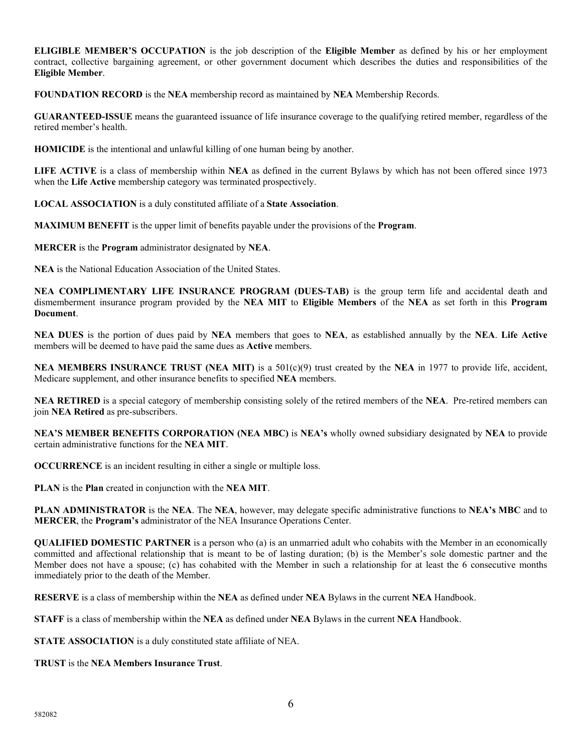**ELIGIBLE MEMBER'S OCCUPATION** is the job description of the **Eligible Member** as defined by his or her employment contract, collective bargaining agreement, or other government document which describes the duties and responsibilities of the **Eligible Member**.

**FOUNDATION RECORD** is the **NEA** membership record as maintained by **NEA** Membership Records.

**GUARANTEED-ISSUE** means the guaranteed issuance of life insurance coverage to the qualifying retired member, regardless of the retired member's health.

**HOMICIDE** is the intentional and unlawful killing of one human being by another.

**LIFE ACTIVE** is a class of membership within **NEA** as defined in the current Bylaws by which has not been offered since 1973 when the **Life Active** membership category was terminated prospectively.

**LOCAL ASSOCIATION** is a duly constituted affiliate of a **State Association**.

**MAXIMUM BENEFIT** is the upper limit of benefits payable under the provisions of the **Program**.

**MERCER** is the **Program** administrator designated by **NEA**.

**NEA** is the National Education Association of the United States.

**NEA COMPLIMENTARY LIFE INSURANCE PROGRAM (DUES-TAB)** is the group term life and accidental death and dismemberment insurance program provided by the **NEA MIT** to **Eligible Members** of the **NEA** as set forth in this **Program Document**.

**NEA DUES** is the portion of dues paid by **NEA** members that goes to **NEA**, as established annually by the **NEA**. **Life Active** members will be deemed to have paid the same dues as **Active** members.

**NEA MEMBERS INSURANCE TRUST (NEA MIT)** is a 501(c)(9) trust created by the **NEA** in 1977 to provide life, accident, Medicare supplement, and other insurance benefits to specified **NEA** members.

**NEA RETIRED** is a special category of membership consisting solely of the retired members of the **NEA**. Pre-retired members can join **NEA Retired** as pre-subscribers.

**NEA'S MEMBER BENEFITS CORPORATION (NEA MBC)** is **NEA's** wholly owned subsidiary designated by **NEA** to provide certain administrative functions for the **NEA MIT**.

**OCCURRENCE** is an incident resulting in either a single or multiple loss.

**PLAN** is the **Plan** created in conjunction with the **NEA MIT**.

**PLAN ADMINISTRATOR** is the **NEA**. The **NEA**, however, may delegate specific administrative functions to **NEA's MBC** and to **MERCER**, the **Program's** administrator of the NEA Insurance Operations Center.

**QUALIFIED DOMESTIC PARTNER** is a person who (a) is an unmarried adult who cohabits with the Member in an economically committed and affectional relationship that is meant to be of lasting duration; (b) is the Member's sole domestic partner and the Member does not have a spouse; (c) has cohabited with the Member in such a relationship for at least the 6 consecutive months immediately prior to the death of the Member.

**RESERVE** is a class of membership within the **NEA** as defined under **NEA** Bylaws in the current **NEA** Handbook.

**STAFF** is a class of membership within the **NEA** as defined under **NEA** Bylaws in the current **NEA** Handbook.

**STATE ASSOCIATION** is a duly constituted state affiliate of NEA.

**TRUST** is the **NEA Members Insurance Trust**.

582082